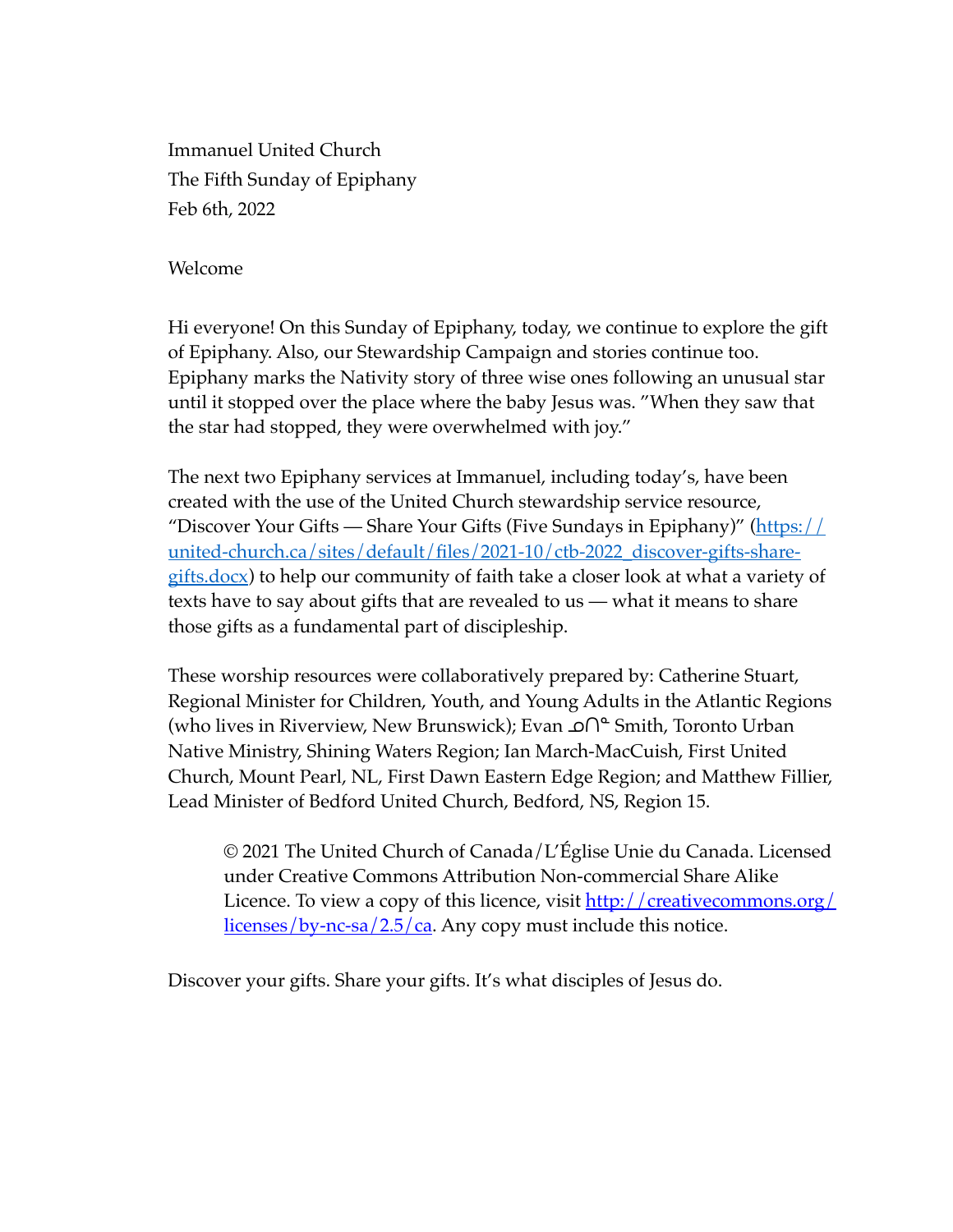Immanuel United Church
The Fifth Sunday of Epiphany
Feb 6th, 2022

Welcome

Hi everyone! On this Sunday of Epiphany, today, we continue to explore the gift of Epiphany. Also, our Stewardship Campaign and stories continue too. Epiphany marks the Nativity story of three wise ones following an unusual star until it stopped over the place where the baby Jesus was. "When they saw that the star had stopped, they were overwhelmed with joy."

The next two Epiphany services at Immanuel, including today's, have been created with the use of the United Church stewardship service resource, "Discover Your Gifts — Share Your Gifts (Five Sundays in Epiphany)" (https://united-church.ca/sites/default/files/2021-10/ctb-2022_discover-gifts-share-gifts.docx) to help our community of faith take a closer look at what a variety of texts have to say about gifts that are revealed to us — what it means to share those gifts as a fundamental part of discipleship.

These worship resources were collaboratively prepared by: Catherine Stuart, Regional Minister for Children, Youth, and Young Adults in the Atlantic Regions (who lives in Riverview, New Brunswick); Evan ᓄᑎᓐ Smith, Toronto Urban Native Ministry, Shining Waters Region; Ian March-MacCuish, First United Church, Mount Pearl, NL, First Dawn Eastern Edge Region; and Matthew Fillier, Lead Minister of Bedford United Church, Bedford, NS, Region 15.

> © 2021 The United Church of Canada/L'Église Unie du Canada. Licensed under Creative Commons Attribution Non-commercial Share Alike Licence. To view a copy of this licence, visit http://creativecommons.org/licenses/by-nc-sa/2.5/ca. Any copy must include this notice.

Discover your gifts. Share your gifts. It's what disciples of Jesus do.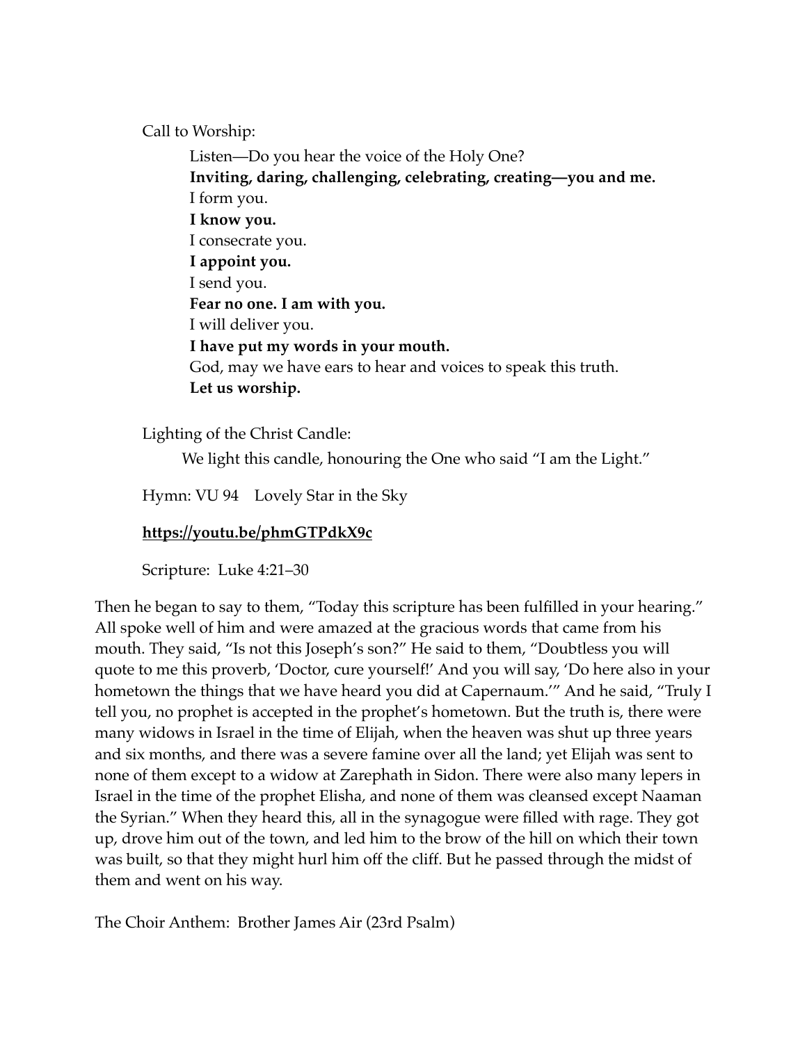Call to Worship:

Listen—Do you hear the voice of the Holy One?
**Inviting, daring, challenging, celebrating, creating—you and me.**
I form you.
**I know you.**
I consecrate you.
**I appoint you.**
I send you.
**Fear no one. I am with you.**
I will deliver you.
**I have put my words in your mouth.**
God, may we have ears to hear and voices to speak this truth.
**Let us worship.**

Lighting of the Christ Candle:

We light this candle, honouring the One who said "I am the Light."

Hymn: VU 94 Lovely Star in the Sky

**https://youtu.be/phmGTPdkX9c**

Scripture: Luke 4:21–30

Then he began to say to them, "Today this scripture has been fulfilled in your hearing." All spoke well of him and were amazed at the gracious words that came from his mouth. They said, "Is not this Joseph's son?" He said to them, "Doubtless you will quote to me this proverb, 'Doctor, cure yourself!' And you will say, 'Do here also in your hometown the things that we have heard you did at Capernaum.'" And he said, "Truly I tell you, no prophet is accepted in the prophet's hometown. But the truth is, there were many widows in Israel in the time of Elijah, when the heaven was shut up three years and six months, and there was a severe famine over all the land; yet Elijah was sent to none of them except to a widow at Zarephath in Sidon. There were also many lepers in Israel in the time of the prophet Elisha, and none of them was cleansed except Naaman the Syrian." When they heard this, all in the synagogue were filled with rage. They got up, drove him out of the town, and led him to the brow of the hill on which their town was built, so that they might hurl him off the cliff. But he passed through the midst of them and went on his way.

The Choir Anthem: Brother James Air (23rd Psalm)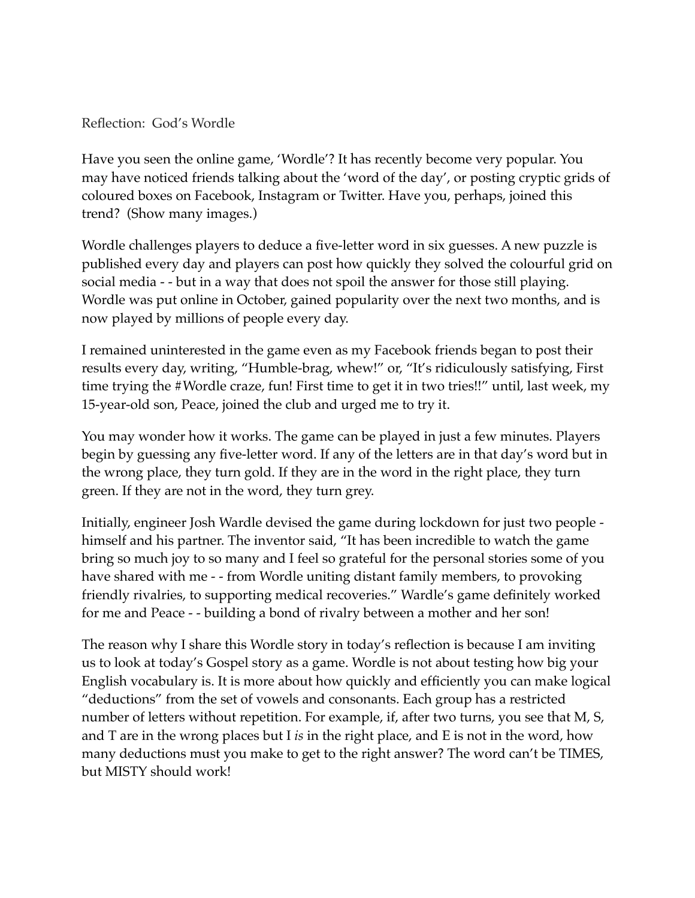Reflection: God's Wordle

Have you seen the online game, 'Wordle'? It has recently become very popular. You may have noticed friends talking about the 'word of the day', or posting cryptic grids of coloured boxes on Facebook, Instagram or Twitter. Have you, perhaps, joined this trend? (Show many images.)

Wordle challenges players to deduce a five-letter word in six guesses. A new puzzle is published every day and players can post how quickly they solved the colourful grid on social media - - but in a way that does not spoil the answer for those still playing. Wordle was put online in October, gained popularity over the next two months, and is now played by millions of people every day.

I remained uninterested in the game even as my Facebook friends began to post their results every day, writing, "Humble-brag, whew!" or, "It's ridiculously satisfying, First time trying the #Wordle craze, fun! First time to get it in two tries!!" until, last week, my 15-year-old son, Peace, joined the club and urged me to try it.

You may wonder how it works. The game can be played in just a few minutes. Players begin by guessing any five-letter word. If any of the letters are in that day's word but in the wrong place, they turn gold. If they are in the word in the right place, they turn green. If they are not in the word, they turn grey.

Initially, engineer Josh Wardle devised the game during lockdown for just two people - himself and his partner. The inventor said, "It has been incredible to watch the game bring so much joy to so many and I feel so grateful for the personal stories some of you have shared with me - - from Wordle uniting distant family members, to provoking friendly rivalries, to supporting medical recoveries." Wardle's game definitely worked for me and Peace - - building a bond of rivalry between a mother and her son!

The reason why I share this Wordle story in today's reflection is because I am inviting us to look at today's Gospel story as a game. Wordle is not about testing how big your English vocabulary is. It is more about how quickly and efficiently you can make logical "deductions" from the set of vowels and consonants. Each group has a restricted number of letters without repetition. For example, if, after two turns, you see that M, S, and T are in the wrong places but I *is* in the right place, and E is not in the word, how many deductions must you make to get to the right answer? The word can't be TIMES, but MISTY should work!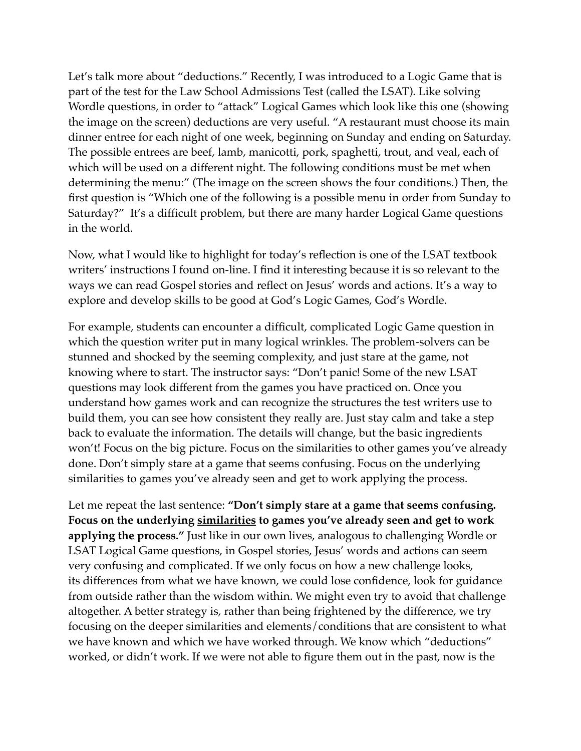Let's talk more about "deductions." Recently, I was introduced to a Logic Game that is part of the test for the Law School Admissions Test (called the LSAT). Like solving Wordle questions, in order to "attack" Logical Games which look like this one (showing the image on the screen) deductions are very useful. "A restaurant must choose its main dinner entree for each night of one week, beginning on Sunday and ending on Saturday. The possible entrees are beef, lamb, manicotti, pork, spaghetti, trout, and veal, each of which will be used on a different night. The following conditions must be met when determining the menu:" (The image on the screen shows the four conditions.) Then, the first question is "Which one of the following is a possible menu in order from Sunday to Saturday?" It's a difficult problem, but there are many harder Logical Game questions in the world.

Now, what I would like to highlight for today's reflection is one of the LSAT textbook writers' instructions I found on-line. I find it interesting because it is so relevant to the ways we can read Gospel stories and reflect on Jesus' words and actions. It's a way to explore and develop skills to be good at God's Logic Games, God's Wordle.

For example, students can encounter a difficult, complicated Logic Game question in which the question writer put in many logical wrinkles. The problem-solvers can be stunned and shocked by the seeming complexity, and just stare at the game, not knowing where to start. The instructor says: "Don't panic! Some of the new LSAT questions may look different from the games you have practiced on. Once you understand how games work and can recognize the structures the test writers use to build them, you can see how consistent they really are. Just stay calm and take a step back to evaluate the information. The details will change, but the basic ingredients won't! Focus on the big picture. Focus on the similarities to other games you've already done. Don't simply stare at a game that seems confusing. Focus on the underlying similarities to games you've already seen and get to work applying the process.

Let me repeat the last sentence: **"Don't simply stare at a game that seems confusing. Focus on the underlying <u>similarities</u> to games you've already seen and get to work applying the process."** Just like in our own lives, analogous to challenging Wordle or LSAT Logical Game questions, in Gospel stories, Jesus' words and actions can seem very confusing and complicated. If we only focus on how a new challenge looks, its differences from what we have known, we could lose confidence, look for guidance from outside rather than the wisdom within. We might even try to avoid that challenge altogether. A better strategy is, rather than being frightened by the difference, we try focusing on the deeper similarities and elements/conditions that are consistent to what we have known and which we have worked through. We know which "deductions" worked, or didn't work. If we were not able to figure them out in the past, now is the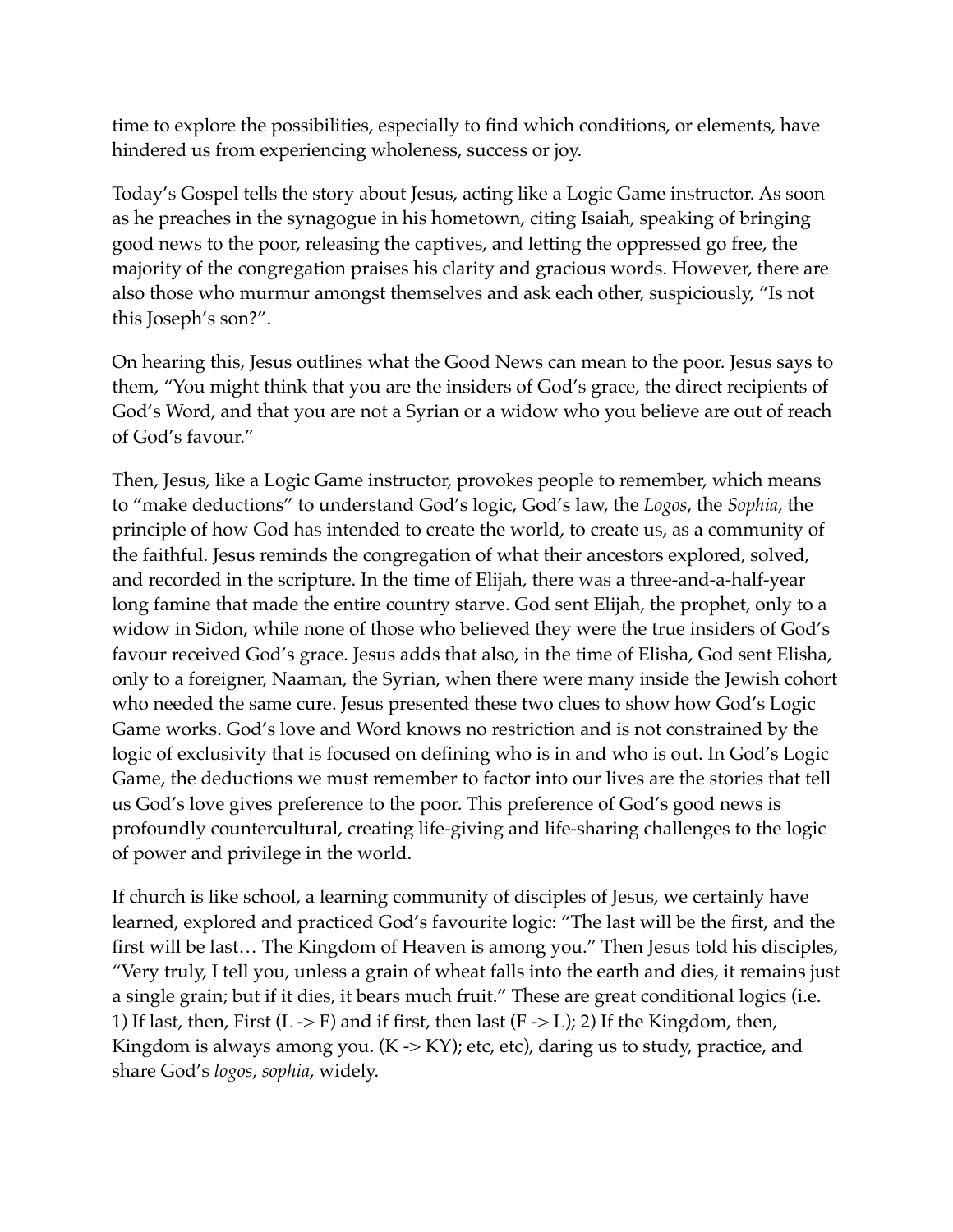time to explore the possibilities, especially to find which conditions, or elements, have hindered us from experiencing wholeness, success or joy.

Today's Gospel tells the story about Jesus, acting like a Logic Game instructor. As soon as he preaches in the synagogue in his hometown, citing Isaiah, speaking of bringing good news to the poor, releasing the captives, and letting the oppressed go free, the majority of the congregation praises his clarity and gracious words. However, there are also those who murmur amongst themselves and ask each other, suspiciously, "Is not this Joseph's son?".

On hearing this, Jesus outlines what the Good News can mean to the poor. Jesus says to them, "You might think that you are the insiders of God's grace, the direct recipients of God's Word, and that you are not a Syrian or a widow who you believe are out of reach of God's favour."

Then, Jesus, like a Logic Game instructor, provokes people to remember, which means to "make deductions" to understand God's logic, God's law, the *Logos*, the *Sophia*, the principle of how God has intended to create the world, to create us, as a community of the faithful. Jesus reminds the congregation of what their ancestors explored, solved, and recorded in the scripture. In the time of Elijah, there was a three-and-a-half-year long famine that made the entire country starve. God sent Elijah, the prophet, only to a widow in Sidon, while none of those who believed they were the true insiders of God's favour received God's grace. Jesus adds that also, in the time of Elisha, God sent Elisha, only to a foreigner, Naaman, the Syrian, when there were many inside the Jewish cohort who needed the same cure. Jesus presented these two clues to show how God's Logic Game works. God's love and Word knows no restriction and is not constrained by the logic of exclusivity that is focused on defining who is in and who is out. In God's Logic Game, the deductions we must remember to factor into our lives are the stories that tell us God's love gives preference to the poor. This preference of God's good news is profoundly countercultural, creating life-giving and life-sharing challenges to the logic of power and privilege in the world.

If church is like school, a learning community of disciples of Jesus, we certainly have learned, explored and practiced God's favourite logic: "The last will be the first, and the first will be last… The Kingdom of Heaven is among you." Then Jesus told his disciples, "Very truly, I tell you, unless a grain of wheat falls into the earth and dies, it remains just a single grain; but if it dies, it bears much fruit." These are great conditional logics (i.e. 1) If last, then, First (L -> F) and if first, then last (F -> L); 2) If the Kingdom, then, Kingdom is always among you. (K -> KY); etc, etc), daring us to study, practice, and share God's *logos, sophia*, widely.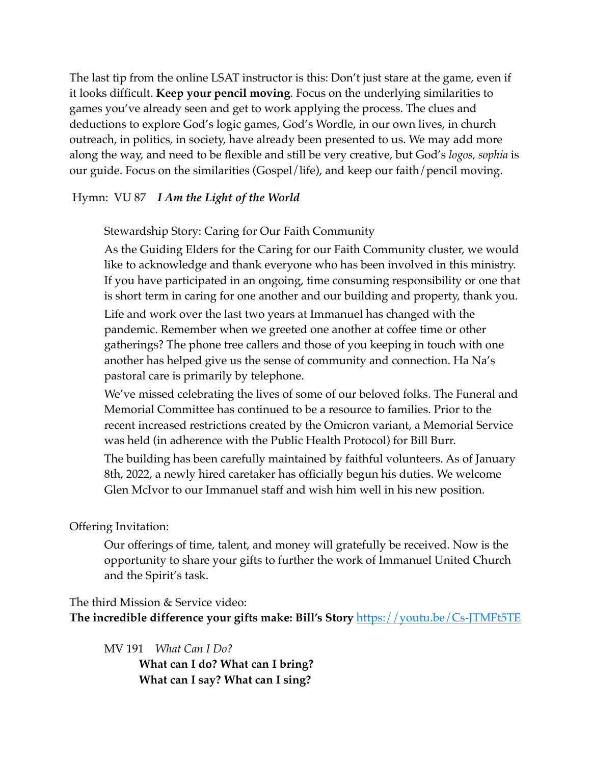The last tip from the online LSAT instructor is this: Don't just stare at the game, even if it looks difficult. **Keep your pencil moving**. Focus on the underlying similarities to games you've already seen and get to work applying the process. The clues and deductions to explore God's logic games, God's Wordle, in our own lives, in church outreach, in politics, in society, have already been presented to us. We may add more along the way, and need to be flexible and still be very creative, but God's *logos, sophia* is our guide. Focus on the similarities (Gospel/life), and keep our faith/pencil moving.

Hymn: VU 87 ***I Am the Light of the World***

Stewardship Story: Caring for Our Faith Community

As the Guiding Elders for the Caring for our Faith Community cluster, we would like to acknowledge and thank everyone who has been involved in this ministry. If you have participated in an ongoing, time consuming responsibility or one that is short term in caring for one another and our building and property, thank you.

Life and work over the last two years at Immanuel has changed with the pandemic. Remember when we greeted one another at coffee time or other gatherings? The phone tree callers and those of you keeping in touch with one another has helped give us the sense of community and connection. Ha Na's pastoral care is primarily by telephone.

We've missed celebrating the lives of some of our beloved folks. The Funeral and Memorial Committee has continued to be a resource to families. Prior to the recent increased restrictions created by the Omicron variant, a Memorial Service was held (in adherence with the Public Health Protocol) for Bill Burr.

The building has been carefully maintained by faithful volunteers. As of January 8th, 2022, a newly hired caretaker has officially begun his duties. We welcome Glen McIvor to our Immanuel staff and wish him well in his new position.

Offering Invitation:

Our offerings of time, talent, and money will gratefully be received. Now is the opportunity to share your gifts to further the work of Immanuel United Church and the Spirit's task.

The third Mission & Service video:
**The incredible difference your gifts make: Bill's Story** https://youtu.be/Cs-JTMFt5TE

MV 191 *What Can I Do?*

**What can I do? What can I bring?**
**What can I say? What can I sing?**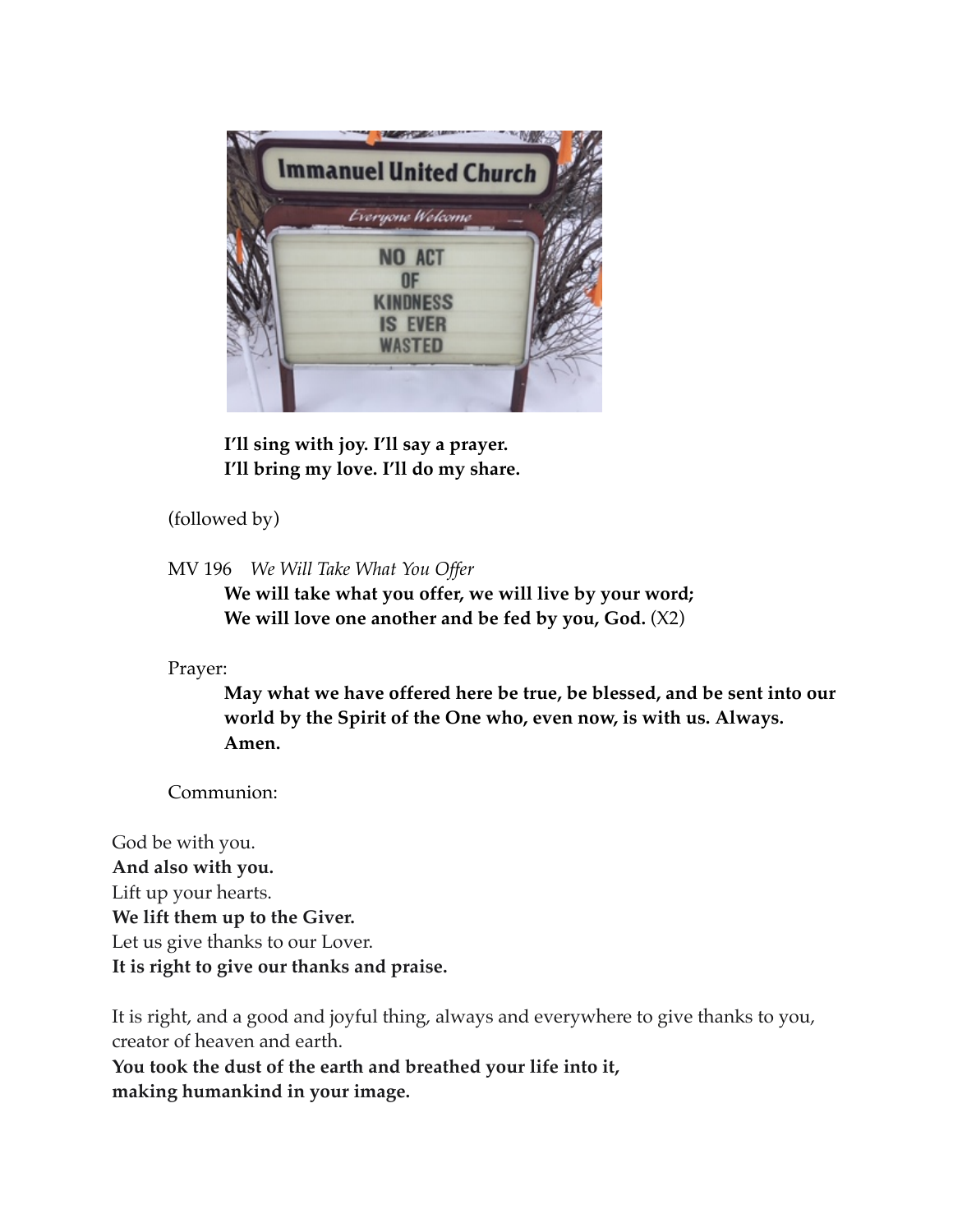**I'll sing with joy. I'll say a prayer.**
**I'll bring my love. I'll do my share.**

(followed by)

MV 196 *We Will Take What You Offer*

**We will take what you offer, we will live by your word;**
**We will love one another and be fed by you, God.** (X2)

Prayer:

**May what we have offered here be true, be blessed, and be sent into our world by the Spirit of the One who, even now, is with us. Always. Amen.**

Communion:

God be with you.
**And also with you.**
Lift up your hearts.
**We lift them up to the Giver.**
Let us give thanks to our Lover.
**It is right to give our thanks and praise.**

It is right, and a good and joyful thing, always and everywhere to give thanks to you, creator of heaven and earth.
**You took the dust of the earth and breathed your life into it, making humankind in your image.**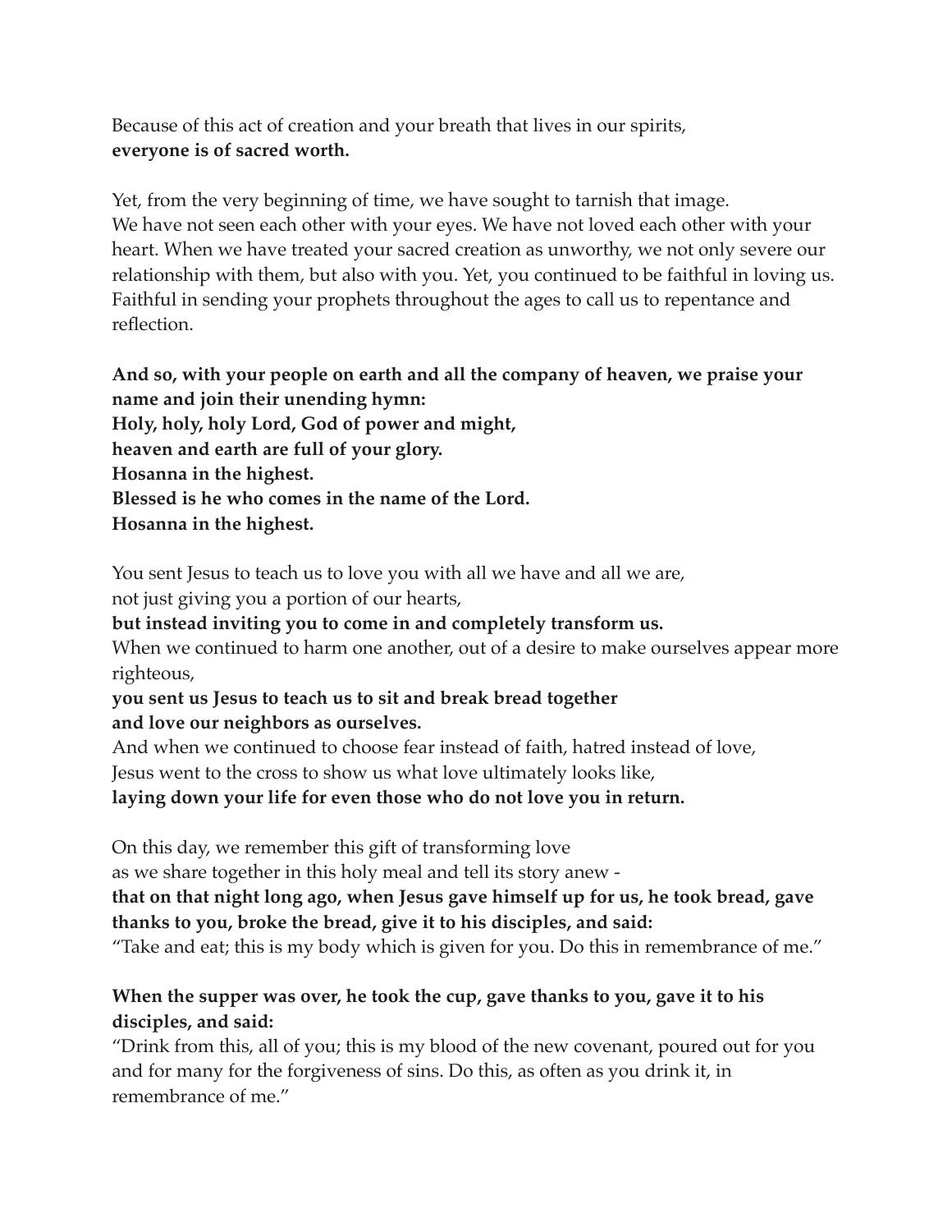Because of this act of creation and your breath that lives in our spirits,
**everyone is of sacred worth.**

Yet, from the very beginning of time, we have sought to tarnish that image. We have not seen each other with your eyes. We have not loved each other with your heart. When we have treated your sacred creation as unworthy, we not only severe our relationship with them, but also with you. Yet, you continued to be faithful in loving us. Faithful in sending your prophets throughout the ages to call us to repentance and reflection.

**And so, with your people on earth and all the company of heaven, we praise your name and join their unending hymn:**
**Holy, holy, holy Lord, God of power and might,**
**heaven and earth are full of your glory.**
**Hosanna in the highest.**
**Blessed is he who comes in the name of the Lord.**
**Hosanna in the highest.**

You sent Jesus to teach us to love you with all we have and all we are,
not just giving you a portion of our hearts,
**but instead inviting you to come in and completely transform us.**
When we continued to harm one another, out of a desire to make ourselves appear more righteous,
**you sent us Jesus to teach us to sit and break bread together**
**and love our neighbors as ourselves.**
And when we continued to choose fear instead of faith, hatred instead of love,
Jesus went to the cross to show us what love ultimately looks like,
**laying down your life for even those who do not love you in return.**

On this day, we remember this gift of transforming love
as we share together in this holy meal and tell its story anew -
**that on that night long ago, when Jesus gave himself up for us, he took bread, gave thanks to you, broke the bread, give it to his disciples, and said:**
"Take and eat; this is my body which is given for you. Do this in remembrance of me."

**When the supper was over, he took the cup, gave thanks to you, gave it to his disciples, and said:**
"Drink from this, all of you; this is my blood of the new covenant, poured out for you and for many for the forgiveness of sins. Do this, as often as you drink it, in remembrance of me."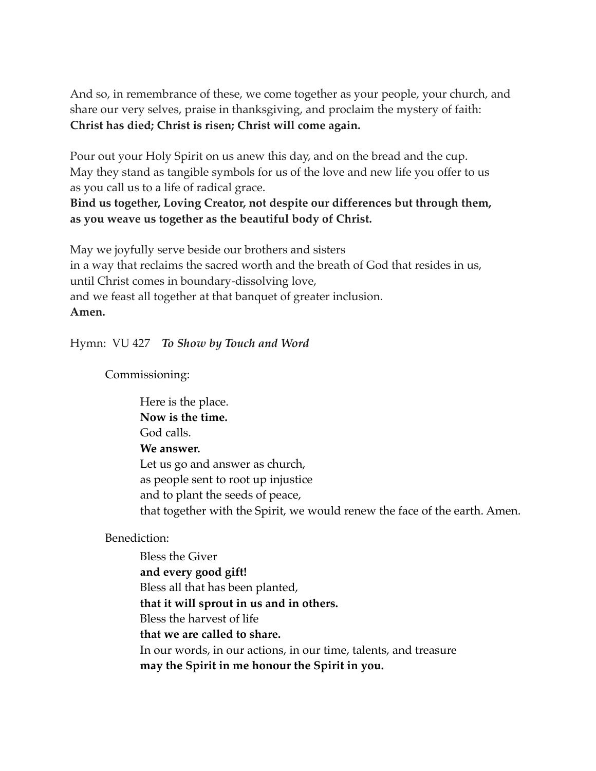And so, in remembrance of these, we come together as your people, your church, and share our very selves, praise in thanksgiving, and proclaim the mystery of faith:
**Christ has died; Christ is risen; Christ will come again.**

Pour out your Holy Spirit on us anew this day, and on the bread and the cup.
May they stand as tangible symbols for us of the love and new life you offer to us
as you call us to a life of radical grace.
**Bind us together, Loving Creator, not despite our differences but through them,**
**as you weave us together as the beautiful body of Christ.**

May we joyfully serve beside our brothers and sisters
in a way that reclaims the sacred worth and the breath of God that resides in us,
until Christ comes in boundary-dissolving love,
and we feast all together at that banquet of greater inclusion.
**Amen.**

Hymn: VU 427 ***To Show by Touch and Word***

Commissioning:

Here is the place.
**Now is the time.**
God calls.
**We answer.**
Let us go and answer as church,
as people sent to root up injustice
and to plant the seeds of peace,
that together with the Spirit, we would renew the face of the earth. Amen.

Benediction:

Bless the Giver
**and every good gift!**
Bless all that has been planted,
**that it will sprout in us and in others.**
Bless the harvest of life
**that we are called to share.**
In our words, in our actions, in our time, talents, and treasure
**may the Spirit in me honour the Spirit in you.**